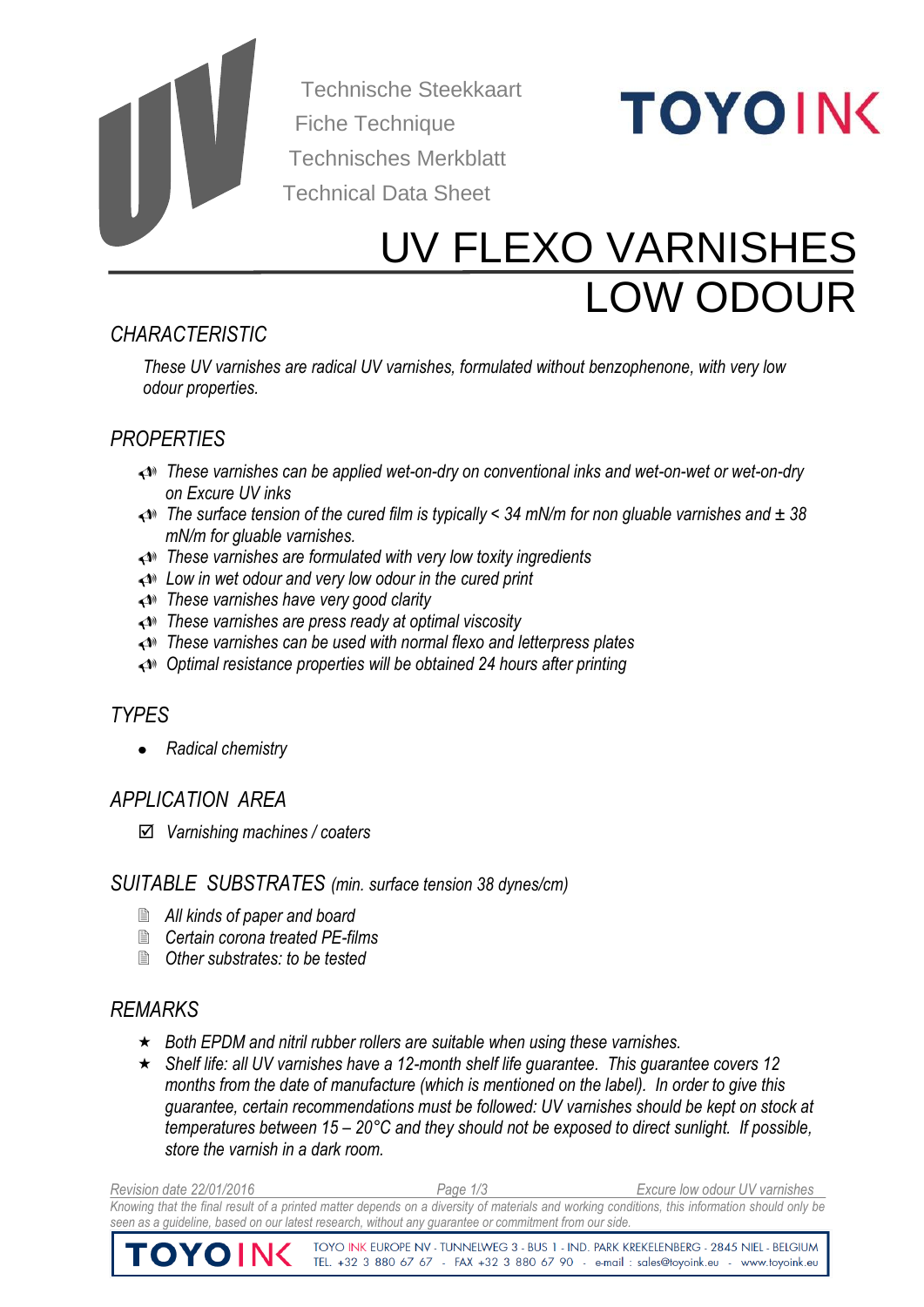Technische Steekkaart
Fiche Technique
Technisches Merkblatt
Technical Data Sheet

# UV FLEXO VARNISHES LOW ODOUR

## CHARACTERISTIC

*These UV varnishes are radical UV varnishes, formulated without benzophenone, with very low odour properties.*

## PROPERTIES

- *These varnishes can be applied wet-on-dry on conventional inks and wet-on-wet or wet-on-dry on Excure UV inks*
- *The surface tension of the cured film is typically < 34 mN/m for non gluable varnishes and ± 38 mN/m for gluable varnishes.*
- *These varnishes are formulated with very low toxity ingredients*
- *Low in wet odour and very low odour in the cured print*
- *These varnishes have very good clarity*
- *These varnishes are press ready at optimal viscosity*
- *These varnishes can be used with normal flexo and letterpress plates*
- *Optimal resistance properties will be obtained 24 hours after printing*

## TYPES

- *Radical chemistry*

## APPLICATION AREA

- ☑ *Varnishing machines / coaters*

## SUITABLE SUBSTRATES *(min. surface tension 38 dynes/cm)*

- *All kinds of paper and board*
- *Certain corona treated PE-films*
- *Other substrates: to be tested*

## REMARKS

- ★ *Both EPDM and nitril rubber rollers are suitable when using these varnishes.*
- ★ *Shelf life: all UV varnishes have a 12-month shelf life guarantee. This guarantee covers 12 months from the date of manufacture (which is mentioned on the label). In order to give this guarantee, certain recommendations must be followed: UV varnishes should be kept on stock at temperatures between 15 – 20°C and they should not be exposed to direct sunlight. If possible, store the varnish in a dark room.*

*Revision date 22/01/2016* — *Excure low odour UV varnishes*

*Knowing that the final result of a printed matter depends on a diversity of materials and working conditions, this information should only be seen as a guideline, based on our latest research, without any guarantee or commitment from our side.*

TOYO INK EUROPE NV - TUNNELWEG 3 - BUS 1 - IND. PARK KREKELENBERG - 2845 NIEL - BELGIUM
TEL. +32 3 880 67 67 - FAX +32 3 880 67 90 - e-mail : sales@toyoink.eu - www.toyoink.eu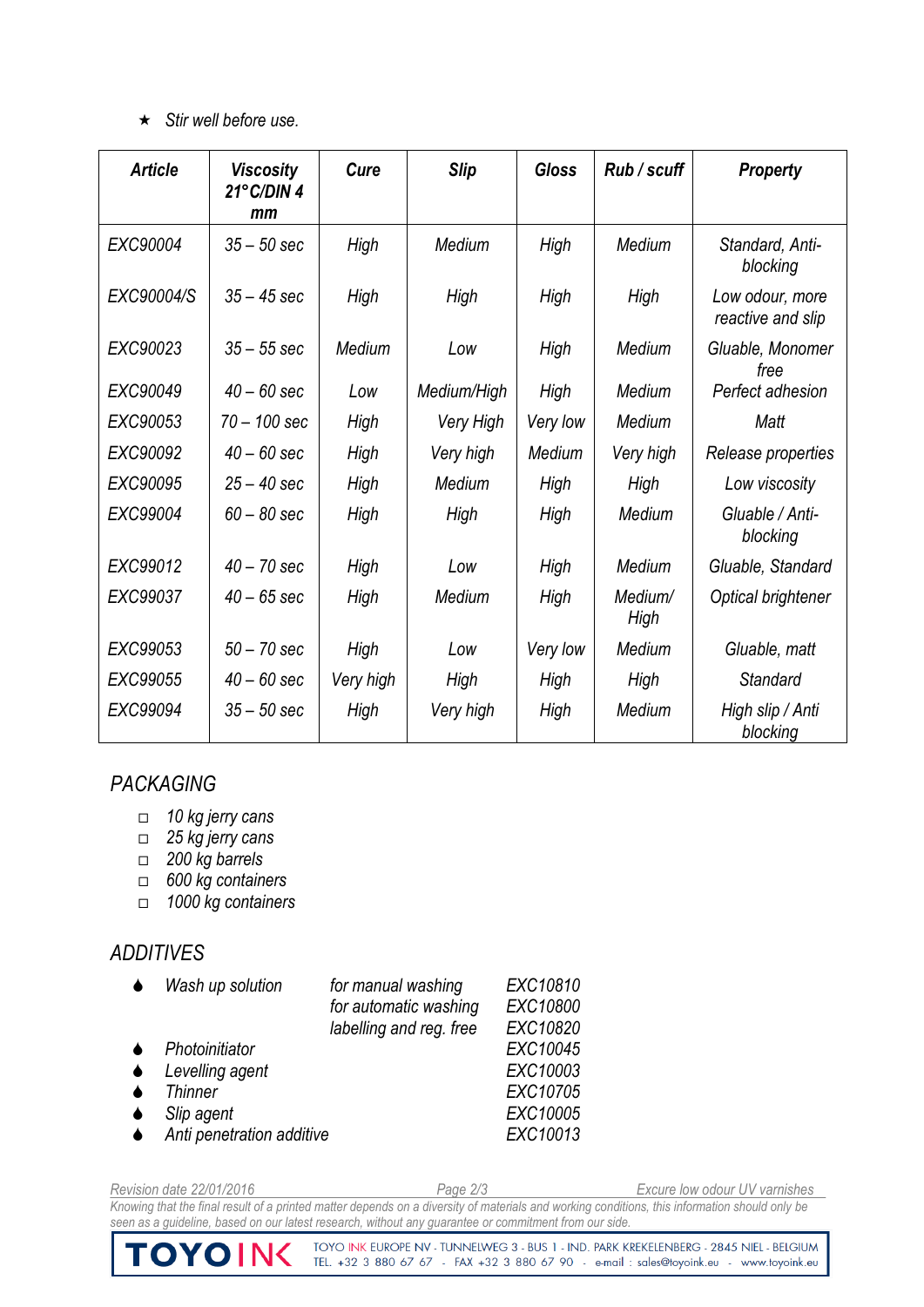- ★ *Stir well before use.*

| *Article* | *Viscosity 21°C/DIN 4 mm* | *Cure* | *Slip* | *Gloss* | *Rub / scuff* | *Property* |
|---|---|---|---|---|---|---|
| *EXC90004* | *35 – 50 sec* | *High* | *Medium* | *High* | *Medium* | *Standard, Anti-blocking* |
| *EXC90004/S* | *35 – 45 sec* | *High* | *High* | *High* | *High* | *Low odour, more reactive and slip* |
| *EXC90023* | *35 – 55 sec* | *Medium* | *Low* | *High* | *Medium* | *Gluable, Monomer free* |
| *EXC90049* | *40 – 60 sec* | *Low* | *Medium/High* | *High* | *Medium* | *Perfect adhesion* |
| *EXC90053* | *70 – 100 sec* | *High* | *Very High* | *Very low* | *Medium* | *Matt* |
| *EXC90092* | *40 – 60 sec* | *High* | *Very high* | *Medium* | *Very high* | *Release properties* |
| *EXC90095* | *25 – 40 sec* | *High* | *Medium* | *High* | *High* | *Low viscosity* |
| *EXC99004* | *60 – 80 sec* | *High* | *High* | *High* | *Medium* | *Gluable / Anti-blocking* |
| *EXC99012* | *40 – 70 sec* | *High* | *Low* | *High* | *Medium* | *Gluable, Standard* |
| *EXC99037* | *40 – 65 sec* | *High* | *Medium* | *High* | *Medium/ High* | *Optical brightener* |
| *EXC99053* | *50 – 70 sec* | *High* | *Low* | *Very low* | *Medium* | *Gluable, matt* |
| *EXC99055* | *40 – 60 sec* | *Very high* | *High* | *High* | *High* | *Standard* |
| *EXC99094* | *35 – 50 sec* | *High* | *Very high* | *High* | *Medium* | *High slip / Anti blocking* |

## *PACKAGING*

- *10 kg jerry cans*
- *25 kg jerry cans*
- *200 kg barrels*
- *600 kg containers*
- *1000 kg containers*

## *ADDITIVES*

| | | |
|---|---|---|
| *Wash up solution* | *for manual washing* | *EXC10810* |
| | *for automatic washing* | *EXC10800* |
| | *labelling and reg. free* | *EXC10820* |
| *Photoinitiator* | | *EXC10045* |
| *Levelling agent* | | *EXC10003* |
| *Thinner* | | *EXC10705* |
| *Slip agent* | | *EXC10005* |
| *Anti penetration additive* | | *EXC10013* |

*Revision date 22/01/2016* *Excure low odour UV varnishes*

*Knowing that the final result of a printed matter depends on a diversity of materials and working conditions, this information should only be seen as a guideline, based on our latest research, without any guarantee or commitment from our side.*

TOYO INK EUROPE NV - TUNNELWEG 3 - BUS 1 - IND. PARK KREKELENBERG - 2845 NIEL - BELGIUM
TEL. +32 3 880 67 67 - FAX +32 3 880 67 90 - e-mail : sales@toyoink.eu - www.toyoink.eu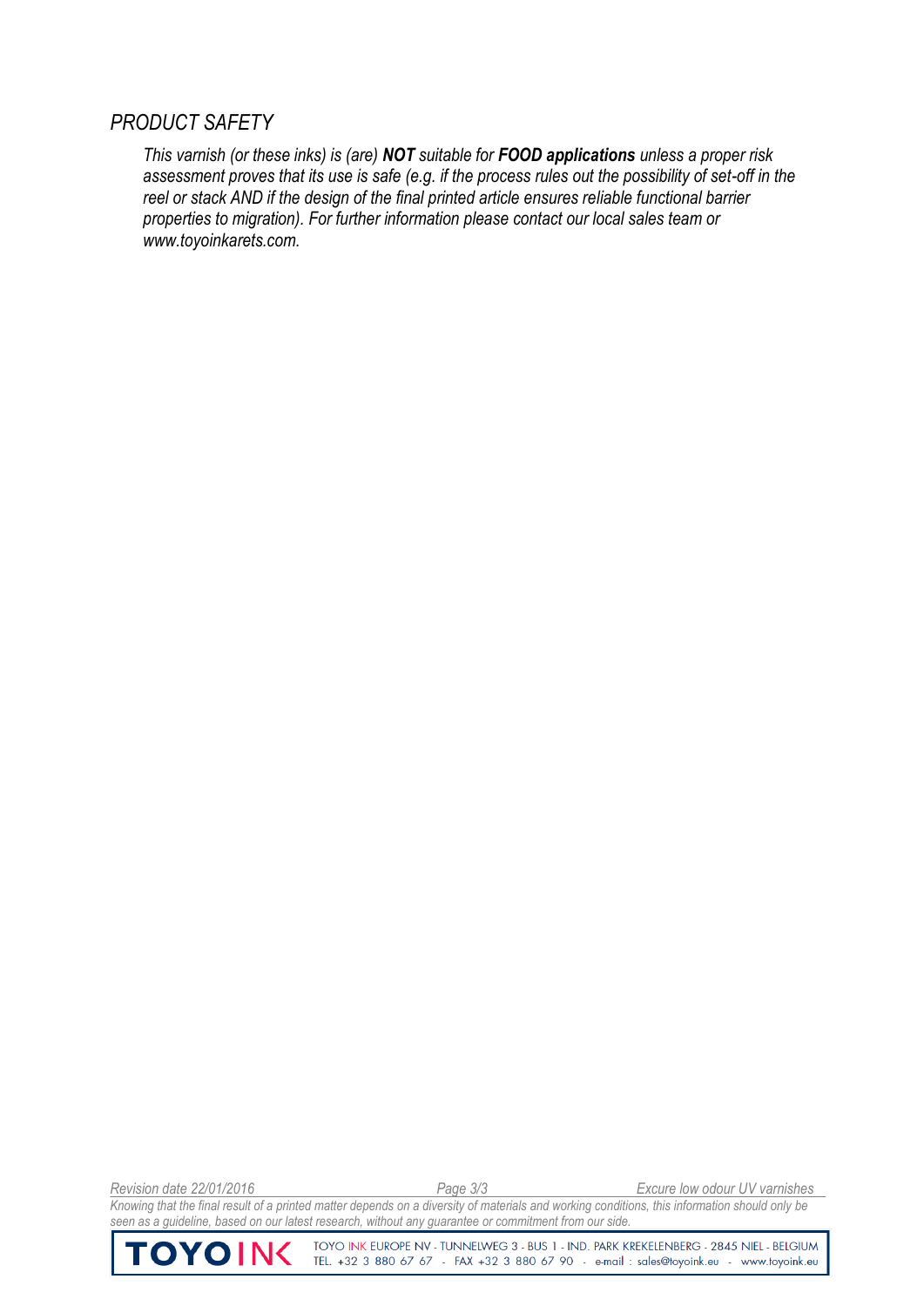## *PRODUCT SAFETY*

*This varnish (or these inks) is (are) **NOT** suitable for **FOOD applications** unless a proper risk assessment proves that its use is safe (e.g. if the process rules out the possibility of set-off in the reel or stack AND if the design of the final printed article ensures reliable functional barrier properties to migration). For further information please contact our local sales team or www.toyoinkarets.com.*